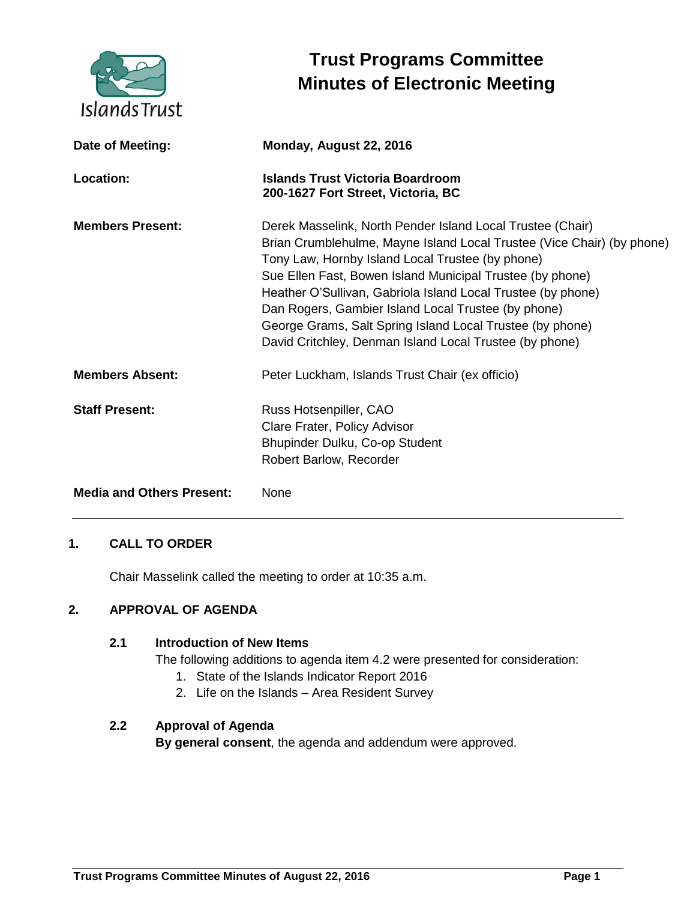# Trust Programs Committee
# Minutes of Electronic Meeting

| | |
|---|---|
| **Date of Meeting:** | **Monday, August 22, 2016** |
| **Location:** | **Islands Trust Victoria Boardroom**<br>**200-1627 Fort Street, Victoria, BC** |
| **Members Present:** | Derek Masselink, North Pender Island Local Trustee (Chair)<br>Brian Crumblehulme, Mayne Island Local Trustee (Vice Chair) (by phone)<br>Tony Law, Hornby Island Local Trustee (by phone)<br>Sue Ellen Fast, Bowen Island Municipal Trustee (by phone)<br>Heather O'Sullivan, Gabriola Island Local Trustee (by phone)<br>Dan Rogers, Gambier Island Local Trustee (by phone)<br>George Grams, Salt Spring Island Local Trustee (by phone)<br>David Critchley, Denman Island Local Trustee (by phone) |
| **Members Absent:** | Peter Luckham, Islands Trust Chair (ex officio) |
| **Staff Present:** | Russ Hotsenpiller, CAO<br>Clare Frater, Policy Advisor<br>Bhupinder Dulku, Co-op Student<br>Robert Barlow, Recorder |
| **Media and Others Present:** | None |

## 1. CALL TO ORDER

Chair Masselink called the meeting to order at 10:35 a.m.

## 2. APPROVAL OF AGENDA

### 2.1 Introduction of New Items

The following additions to agenda item 4.2 were presented for consideration:

1. State of the Islands Indicator Report 2016
2. Life on the Islands – Area Resident Survey

### 2.2 Approval of Agenda

**By general consent**, the agenda and addendum were approved.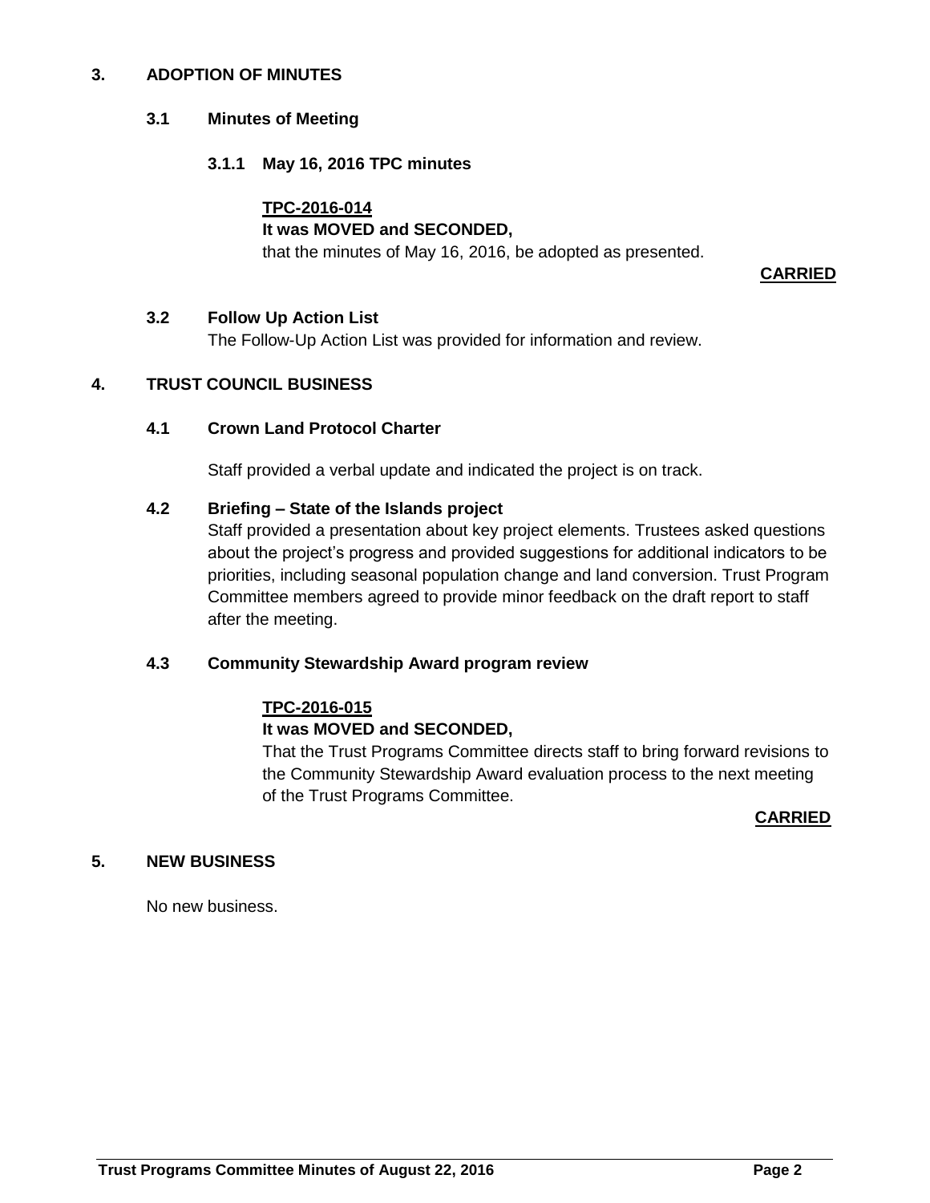## 3. ADOPTION OF MINUTES

### 3.1 Minutes of Meeting

#### 3.1.1 May 16, 2016 TPC minutes

**TPC-2016-014**
**It was MOVED and SECONDED,**
that the minutes of May 16, 2016, be adopted as presented.

**CARRIED**

### 3.2 Follow Up Action List

The Follow-Up Action List was provided for information and review.

## 4. TRUST COUNCIL BUSINESS

### 4.1 Crown Land Protocol Charter

Staff provided a verbal update and indicated the project is on track.

### 4.2 Briefing – State of the Islands project

Staff provided a presentation about key project elements. Trustees asked questions about the project's progress and provided suggestions for additional indicators to be priorities, including seasonal population change and land conversion. Trust Program Committee members agreed to provide minor feedback on the draft report to staff after the meeting.

### 4.3 Community Stewardship Award program review

**TPC-2016-015**
**It was MOVED and SECONDED,**
That the Trust Programs Committee directs staff to bring forward revisions to the Community Stewardship Award evaluation process to the next meeting of the Trust Programs Committee.

**CARRIED**

## 5. NEW BUSINESS

No new business.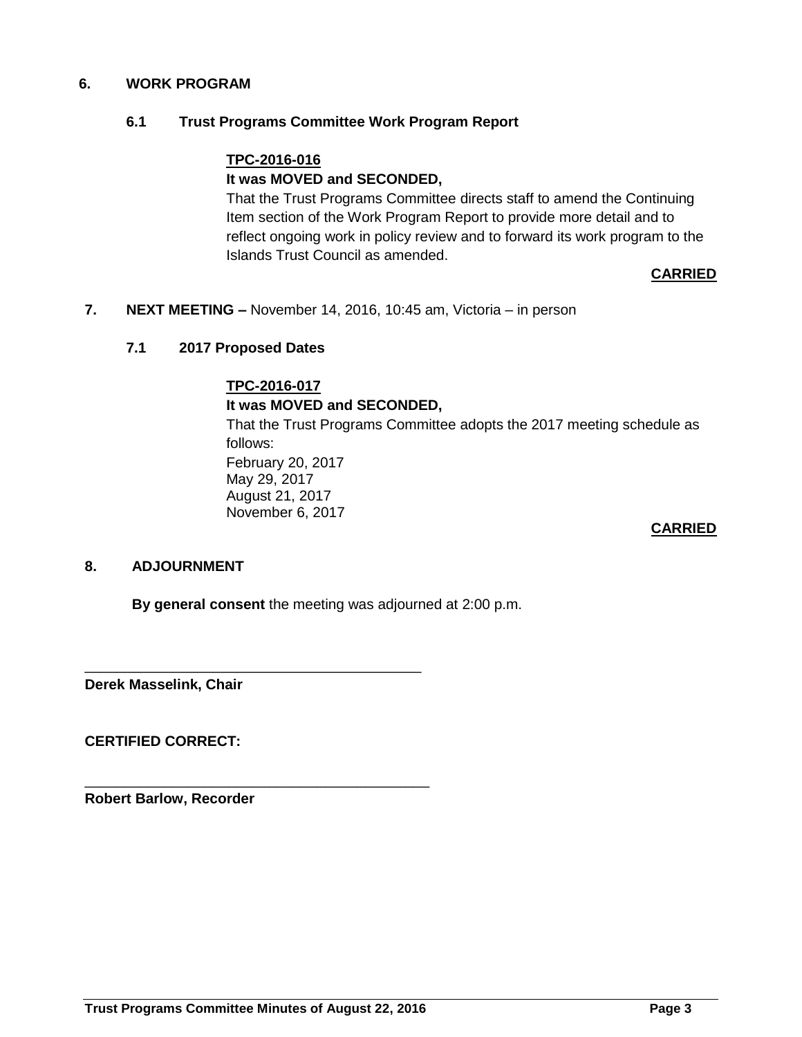## 6. WORK PROGRAM

### 6.1 Trust Programs Committee Work Program Report

**TPC-2016-016**

**It was MOVED and SECONDED,**

That the Trust Programs Committee directs staff to amend the Continuing Item section of the Work Program Report to provide more detail and to reflect ongoing work in policy review and to forward its work program to the Islands Trust Council as amended.

**CARRIED**

## 7. NEXT MEETING – November 14, 2016, 10:45 am, Victoria – in person

### 7.1 2017 Proposed Dates

**TPC-2016-017**

**It was MOVED and SECONDED,**

That the Trust Programs Committee adopts the 2017 meeting schedule as follows:

February 20, 2017
May 29, 2017
August 21, 2017
November 6, 2017

**CARRIED**

## 8. ADJOURNMENT

**By general consent** the meeting was adjourned at 2:00 p.m.

\_\_\_\_\_\_\_\_\_\_\_\_\_\_\_\_\_\_\_\_\_\_\_\_\_\_\_\_\_\_\_\_\_\_\_\_\_\_\_\_\_\_\_\_

**Derek Masselink, Chair**

**CERTIFIED CORRECT:**

\_\_\_\_\_\_\_\_\_\_\_\_\_\_\_\_\_\_\_\_\_\_\_\_\_\_\_\_\_\_\_\_\_\_\_\_\_\_\_\_\_\_\_\_

**Robert Barlow, Recorder**